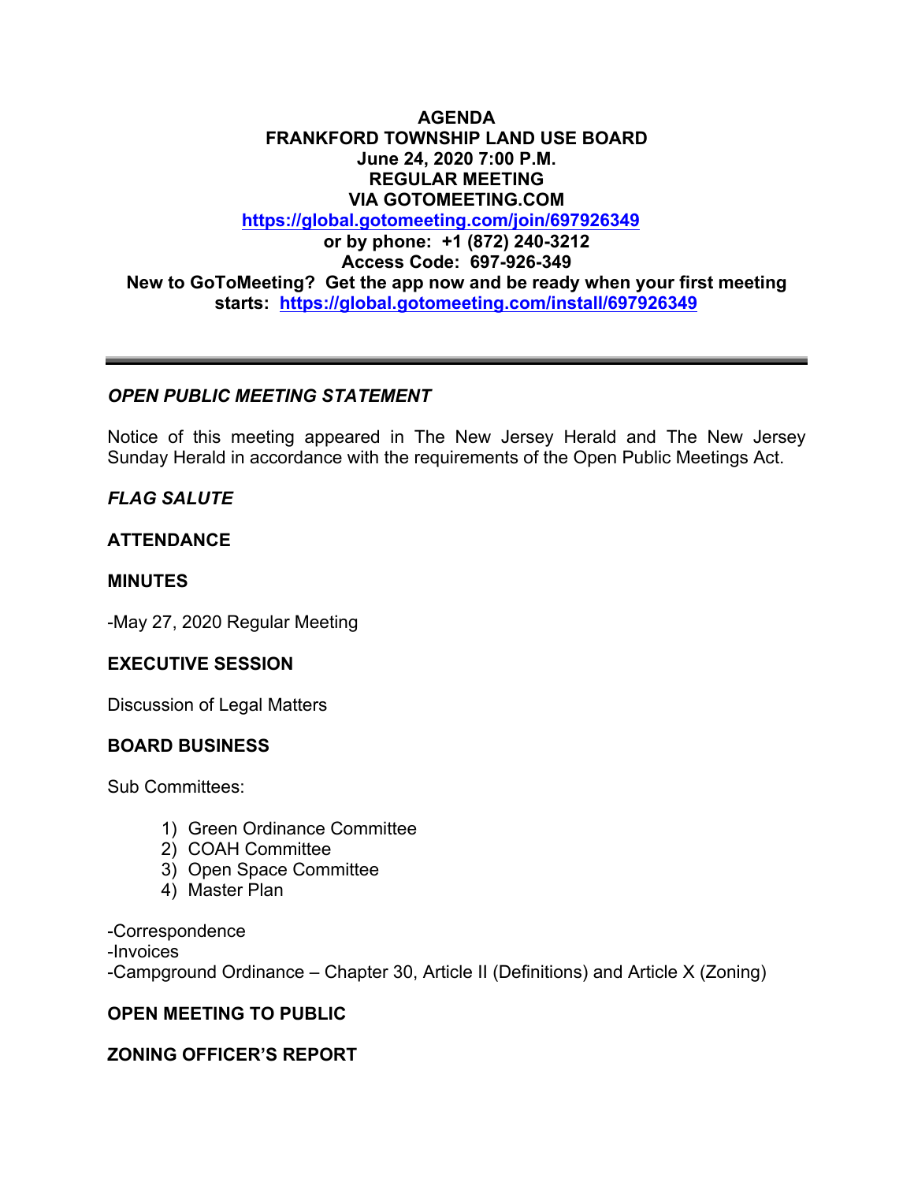# AGENDA
## FRANKFORD TOWNSHIP LAND USE BOARD
### June 24, 2020 7:00 P.M.
### REGULAR MEETING
### VIA GOTOMEETING.COM

**[https://global.gotomeeting.com/join/697926349](https://global.gotomeeting.com/join/697926349)**

**or by phone: +1 (872) 240-3212**

**Access Code: 697-926-349**

**New to GoToMeeting? Get the app now and be ready when your first meeting starts: [https://global.gotomeeting.com/install/697926349](https://global.gotomeeting.com/install/697926349)**

---

***OPEN PUBLIC MEETING STATEMENT***

Notice of this meeting appeared in The New Jersey Herald and The New Jersey Sunday Herald in accordance with the requirements of the Open Public Meetings Act.

***FLAG SALUTE***

**ATTENDANCE**

**MINUTES**

-May 27, 2020 Regular Meeting

**EXECUTIVE SESSION**

Discussion of Legal Matters

**BOARD BUSINESS**

Sub Committees:

1) Green Ordinance Committee
2) COAH Committee
3) Open Space Committee
4) Master Plan

-Correspondence
-Invoices
-Campground Ordinance – Chapter 30, Article II (Definitions) and Article X (Zoning)

**OPEN MEETING TO PUBLIC**

**ZONING OFFICER'S REPORT**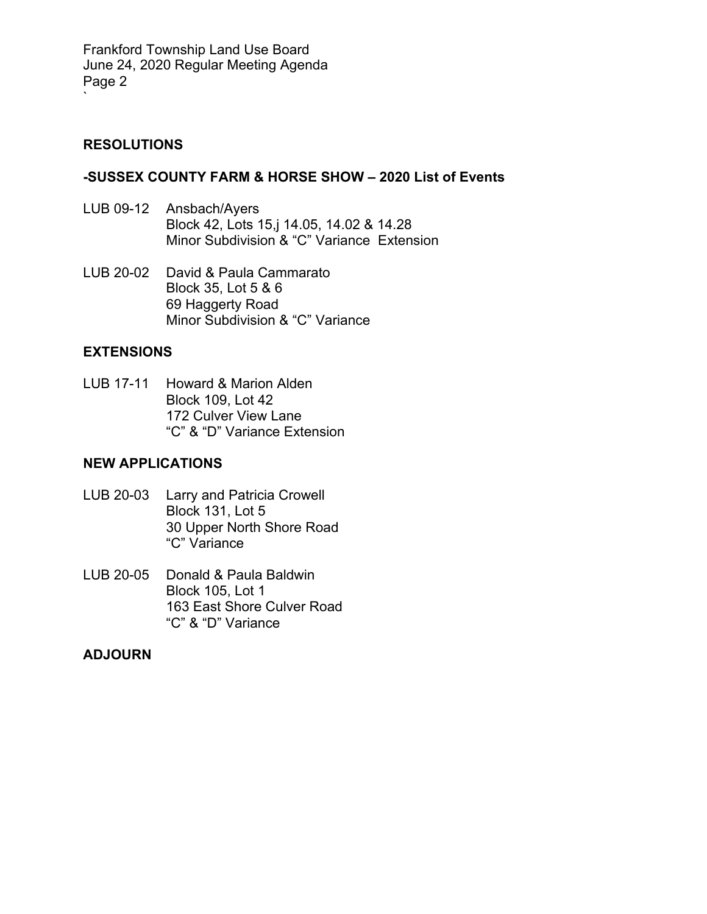## RESOLUTIONS

### -SUSSEX COUNTY FARM & HORSE SHOW – 2020 List of Events

LUB 09-12 Ansbach/Ayers
Block 42, Lots 15,j 14.05, 14.02 & 14.28
Minor Subdivision & "C" Variance Extension

LUB 20-02 David & Paula Cammarato
Block 35, Lot 5 & 6
69 Haggerty Road
Minor Subdivision & "C" Variance

## EXTENSIONS

LUB 17-11 Howard & Marion Alden
Block 109, Lot 42
172 Culver View Lane
"C" & "D" Variance Extension

## NEW APPLICATIONS

LUB 20-03 Larry and Patricia Crowell
Block 131, Lot 5
30 Upper North Shore Road
"C" Variance

LUB 20-05 Donald & Paula Baldwin
Block 105, Lot 1
163 East Shore Culver Road
"C" & "D" Variance

## ADJOURN